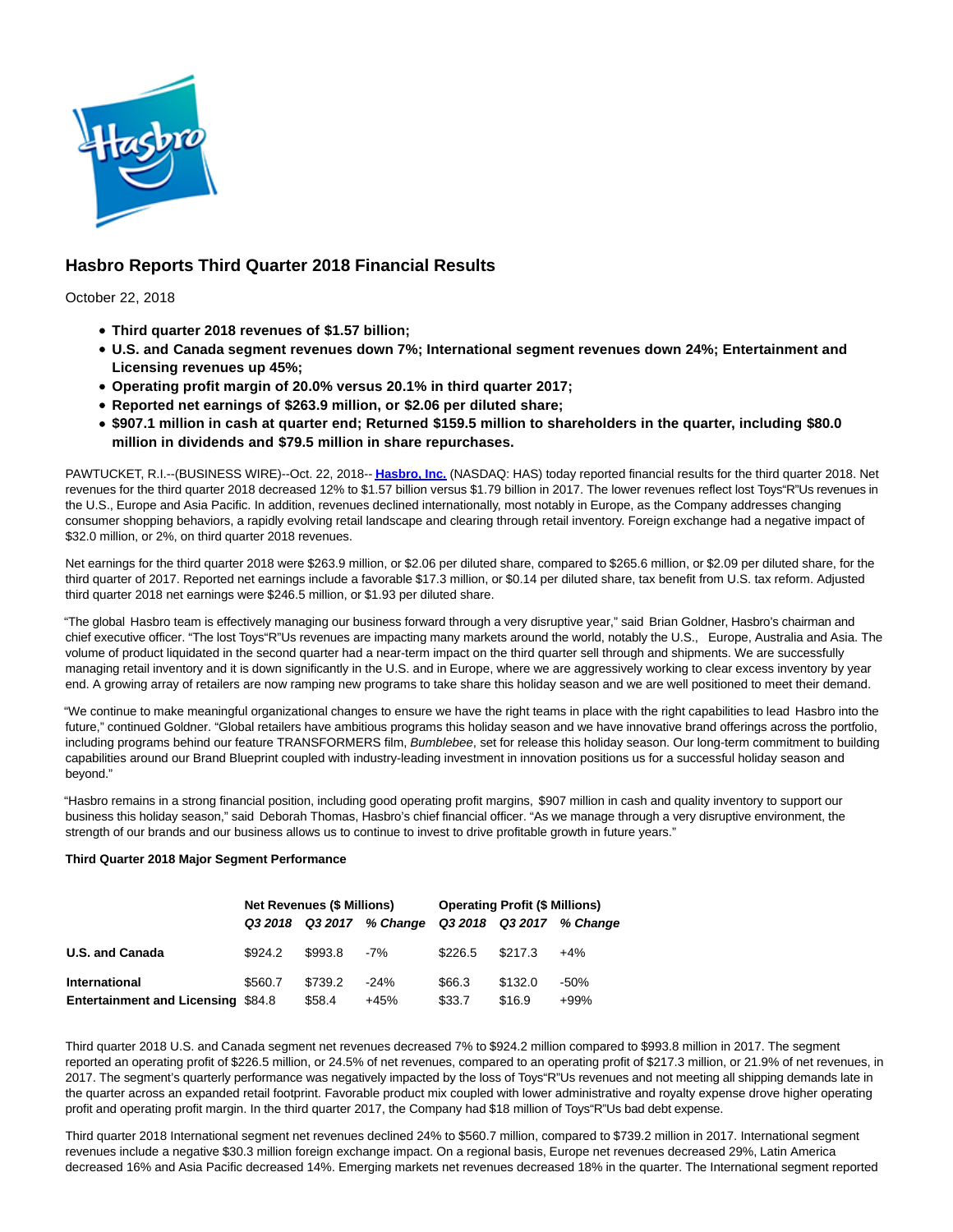# Hasbro Reports Third Quarter 2018 Financial Results

October 22, 2018

- **Third quarter 2018 revenues of $1.57 billion;**
- **U.S. and Canada segment revenues down 7%; International segment revenues down 24%; Entertainment and Licensing revenues up 45%;**
- **Operating profit margin of 20.0% versus 20.1% in third quarter 2017;**
- **Reported net earnings of $263.9 million, or $2.06 per diluted share;**
- **$907.1 million in cash at quarter end; Returned $159.5 million to shareholders in the quarter, including $80.0 million in dividends and $79.5 million in share repurchases.**

PAWTUCKET, R.I.--(BUSINESS WIRE)--Oct. 22, 2018-- **Hasbro, Inc.** (NASDAQ: HAS) today reported financial results for the third quarter 2018. Net revenues for the third quarter 2018 decreased 12% to $1.57 billion versus $1.79 billion in 2017. The lower revenues reflect lost Toys"R"Us revenues in the U.S., Europe and Asia Pacific. In addition, revenues declined internationally, most notably in Europe, as the Company addresses changing consumer shopping behaviors, a rapidly evolving retail landscape and clearing through retail inventory. Foreign exchange had a negative impact of $32.0 million, or 2%, on third quarter 2018 revenues.

Net earnings for the third quarter 2018 were $263.9 million, or $2.06 per diluted share, compared to $265.6 million, or $2.09 per diluted share, for the third quarter of 2017. Reported net earnings include a favorable $17.3 million, or $0.14 per diluted share, tax benefit from U.S. tax reform. Adjusted third quarter 2018 net earnings were $246.5 million, or $1.93 per diluted share.

"The global Hasbro team is effectively managing our business forward through a very disruptive year," said Brian Goldner, Hasbro's chairman and chief executive officer. "The lost Toys"R"Us revenues are impacting many markets around the world, notably the U.S., Europe, Australia and Asia. The volume of product liquidated in the second quarter had a near-term impact on the third quarter sell through and shipments. We are successfully managing retail inventory and it is down significantly in the U.S. and in Europe, where we are aggressively working to clear excess inventory by year end. A growing array of retailers are now ramping new programs to take share this holiday season and we are well positioned to meet their demand.

"We continue to make meaningful organizational changes to ensure we have the right teams in place with the right capabilities to lead Hasbro into the future," continued Goldner. "Global retailers have ambitious programs this holiday season and we have innovative brand offerings across the portfolio, including programs behind our feature TRANSFORMERS film, *Bumblebee*, set for release this holiday season. Our long-term commitment to building capabilities around our Brand Blueprint coupled with industry-leading investment in innovation positions us for a successful holiday season and beyond."

"Hasbro remains in a strong financial position, including good operating profit margins, $907 million in cash and quality inventory to support our business this holiday season," said Deborah Thomas, Hasbro's chief financial officer. "As we manage through a very disruptive environment, the strength of our brands and our business allows us to continue to invest to drive profitable growth in future years."

**Third Quarter 2018 Major Segment Performance**

| | **Net Revenues ($ Millions)** | | | **Operating Profit ($ Millions)** | | |
|---|---|---|---|---|---|---|
| | ***Q3 2018*** | ***Q3 2017*** | ***% Change*** | ***Q3 2018*** | ***Q3 2017*** | ***% Change*** |
| **U.S. and Canada** | $924.2 | $993.8 | -7% | $226.5 | $217.3 | +4% |
| **International** | $560.7 | $739.2 | -24% | $66.3 | $132.0 | -50% |
| **Entertainment and Licensing** | $84.8 | $58.4 | +45% | $33.7 | $16.9 | +99% |

Third quarter 2018 U.S. and Canada segment net revenues decreased 7% to $924.2 million compared to $993.8 million in 2017. The segment reported an operating profit of $226.5 million, or 24.5% of net revenues, compared to an operating profit of $217.3 million, or 21.9% of net revenues, in 2017. The segment's quarterly performance was negatively impacted by the loss of Toys"R"Us revenues and not meeting all shipping demands late in the quarter across an expanded retail footprint. Favorable product mix coupled with lower administrative and royalty expense drove higher operating profit and operating profit margin. In the third quarter 2017, the Company had $18 million of Toys"R"Us bad debt expense.

Third quarter 2018 International segment net revenues declined 24% to $560.7 million, compared to $739.2 million in 2017. International segment revenues include a negative $30.3 million foreign exchange impact. On a regional basis, Europe net revenues decreased 29%, Latin America decreased 16% and Asia Pacific decreased 14%. Emerging markets net revenues decreased 18% in the quarter. The International segment reported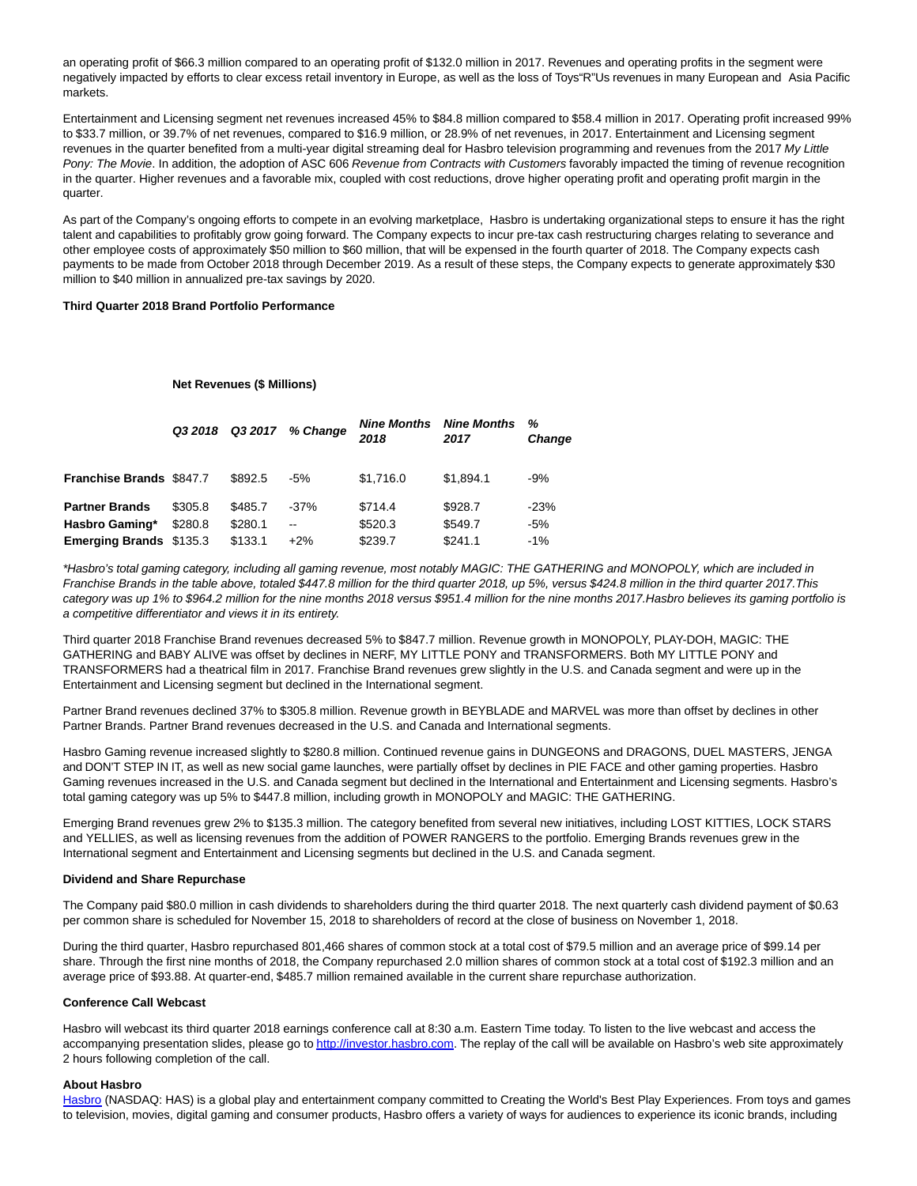an operating profit of $66.3 million compared to an operating profit of $132.0 million in 2017. Revenues and operating profits in the segment were negatively impacted by efforts to clear excess retail inventory in Europe, as well as the loss of Toys"R"Us revenues in many European and Asia Pacific markets.

Entertainment and Licensing segment net revenues increased 45% to $84.8 million compared to $58.4 million in 2017. Operating profit increased 99% to $33.7 million, or 39.7% of net revenues, compared to $16.9 million, or 28.9% of net revenues, in 2017. Entertainment and Licensing segment revenues in the quarter benefited from a multi-year digital streaming deal for Hasbro television programming and revenues from the 2017 *My Little Pony: The Movie*. In addition, the adoption of ASC 606 *Revenue from Contracts with Customers* favorably impacted the timing of revenue recognition in the quarter. Higher revenues and a favorable mix, coupled with cost reductions, drove higher operating profit and operating profit margin in the quarter.

As part of the Company's ongoing efforts to compete in an evolving marketplace, Hasbro is undertaking organizational steps to ensure it has the right talent and capabilities to profitably grow going forward. The Company expects to incur pre-tax cash restructuring charges relating to severance and other employee costs of approximately $50 million to $60 million, that will be expensed in the fourth quarter of 2018. The Company expects cash payments to be made from October 2018 through December 2019. As a result of these steps, the Company expects to generate approximately $30 million to $40 million in annualized pre-tax savings by 2020.

**Third Quarter 2018 Brand Portfolio Performance**

**Net Revenues ($ Millions)**

| | *Q3 2018* | *Q3 2017* | *% Change* | *Nine Months 2018* | *Nine Months 2017* | *% Change* |
|---|---|---|---|---|---|---|
| **Franchise Brands** | $847.7 | $892.5 | -5% | $1,716.0 | $1,894.1 | -9% |
| **Partner Brands** | $305.8 | $485.7 | -37% | $714.4 | $928.7 | -23% |
| **Hasbro Gaming*** | $280.8 | $280.1 | -- | $520.3 | $549.7 | -5% |
| **Emerging Brands** | $135.3 | $133.1 | +2% | $239.7 | $241.1 | -1% |

*\*Hasbro's total gaming category, including all gaming revenue, most notably MAGIC: THE GATHERING and MONOPOLY, which are included in Franchise Brands in the table above, totaled $447.8 million for the third quarter 2018, up 5%, versus $424.8 million in the third quarter 2017.This category was up 1% to $964.2 million for the nine months 2018 versus $951.4 million for the nine months 2017.Hasbro believes its gaming portfolio is a competitive differentiator and views it in its entirety.*

Third quarter 2018 Franchise Brand revenues decreased 5% to $847.7 million. Revenue growth in MONOPOLY, PLAY-DOH, MAGIC: THE GATHERING and BABY ALIVE was offset by declines in NERF, MY LITTLE PONY and TRANSFORMERS. Both MY LITTLE PONY and TRANSFORMERS had a theatrical film in 2017. Franchise Brand revenues grew slightly in the U.S. and Canada segment and were up in the Entertainment and Licensing segment but declined in the International segment.

Partner Brand revenues declined 37% to $305.8 million. Revenue growth in BEYBLADE and MARVEL was more than offset by declines in other Partner Brands. Partner Brand revenues decreased in the U.S. and Canada and International segments.

Hasbro Gaming revenue increased slightly to $280.8 million. Continued revenue gains in DUNGEONS and DRAGONS, DUEL MASTERS, JENGA and DON'T STEP IN IT, as well as new social game launches, were partially offset by declines in PIE FACE and other gaming properties. Hasbro Gaming revenues increased in the U.S. and Canada segment but declined in the International and Entertainment and Licensing segments. Hasbro's total gaming category was up 5% to $447.8 million, including growth in MONOPOLY and MAGIC: THE GATHERING.

Emerging Brand revenues grew 2% to $135.3 million. The category benefited from several new initiatives, including LOST KITTIES, LOCK STARS and YELLIES, as well as licensing revenues from the addition of POWER RANGERS to the portfolio. Emerging Brands revenues grew in the International segment and Entertainment and Licensing segments but declined in the U.S. and Canada segment.

**Dividend and Share Repurchase**

The Company paid $80.0 million in cash dividends to shareholders during the third quarter 2018. The next quarterly cash dividend payment of $0.63 per common share is scheduled for November 15, 2018 to shareholders of record at the close of business on November 1, 2018.

During the third quarter, Hasbro repurchased 801,466 shares of common stock at a total cost of $79.5 million and an average price of $99.14 per share. Through the first nine months of 2018, the Company repurchased 2.0 million shares of common stock at a total cost of $192.3 million and an average price of $93.88. At quarter-end, $485.7 million remained available in the current share repurchase authorization.

**Conference Call Webcast**

Hasbro will webcast its third quarter 2018 earnings conference call at 8:30 a.m. Eastern Time today. To listen to the live webcast and access the accompanying presentation slides, please go to http://investor.hasbro.com. The replay of the call will be available on Hasbro's web site approximately 2 hours following completion of the call.

**About Hasbro**

Hasbro (NASDAQ: HAS) is a global play and entertainment company committed to Creating the World's Best Play Experiences. From toys and games to television, movies, digital gaming and consumer products, Hasbro offers a variety of ways for audiences to experience its iconic brands, including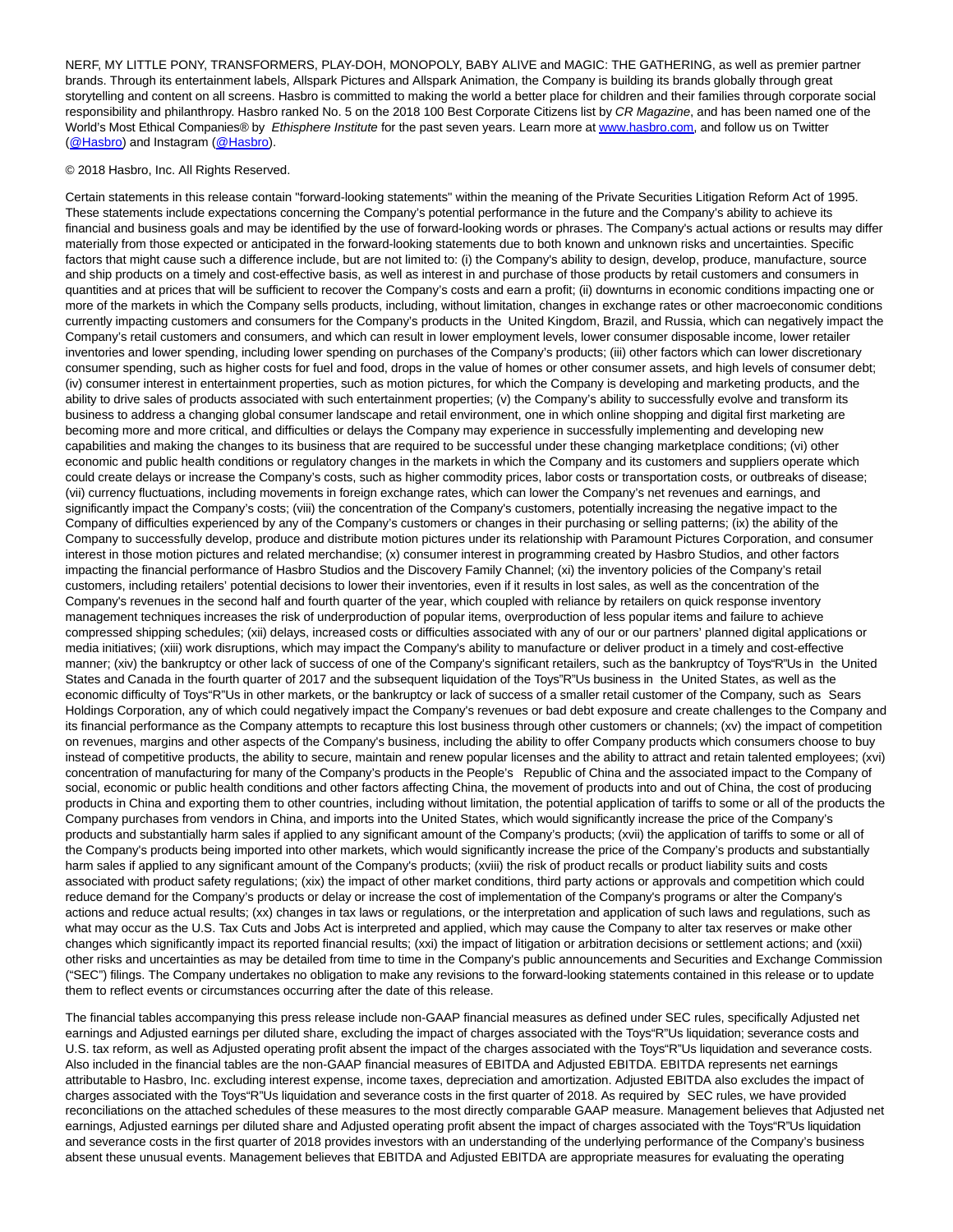NERF, MY LITTLE PONY, TRANSFORMERS, PLAY-DOH, MONOPOLY, BABY ALIVE and MAGIC: THE GATHERING, as well as premier partner brands. Through its entertainment labels, Allspark Pictures and Allspark Animation, the Company is building its brands globally through great storytelling and content on all screens. Hasbro is committed to making the world a better place for children and their families through corporate social responsibility and philanthropy. Hasbro ranked No. 5 on the 2018 100 Best Corporate Citizens list by *CR Magazine*, and has been named one of the World's Most Ethical Companies® by *Ethisphere Institute* for the past seven years. Learn more at [www.hasbro.com](www.hasbro.com), and follow us on Twitter ([@Hasbro](@Hasbro)) and Instagram ([@Hasbro](@Hasbro)).

© 2018 Hasbro, Inc. All Rights Reserved.

Certain statements in this release contain "forward-looking statements" within the meaning of the Private Securities Litigation Reform Act of 1995. These statements include expectations concerning the Company's potential performance in the future and the Company's ability to achieve its financial and business goals and may be identified by the use of forward-looking words or phrases. The Company's actual actions or results may differ materially from those expected or anticipated in the forward-looking statements due to both known and unknown risks and uncertainties. Specific factors that might cause such a difference include, but are not limited to: (i) the Company's ability to design, develop, produce, manufacture, source and ship products on a timely and cost-effective basis, as well as interest in and purchase of those products by retail customers and consumers in quantities and at prices that will be sufficient to recover the Company's costs and earn a profit; (ii) downturns in economic conditions impacting one or more of the markets in which the Company sells products, including, without limitation, changes in exchange rates or other macroeconomic conditions currently impacting customers and consumers for the Company's products in the United Kingdom, Brazil, and Russia, which can negatively impact the Company's retail customers and consumers, and which can result in lower employment levels, lower consumer disposable income, lower retailer inventories and lower spending, including lower spending on purchases of the Company's products; (iii) other factors which can lower discretionary consumer spending, such as higher costs for fuel and food, drops in the value of homes or other consumer assets, and high levels of consumer debt; (iv) consumer interest in entertainment properties, such as motion pictures, for which the Company is developing and marketing products, and the ability to drive sales of products associated with such entertainment properties; (v) the Company's ability to successfully evolve and transform its business to address a changing global consumer landscape and retail environment, one in which online shopping and digital first marketing are becoming more and more critical, and difficulties or delays the Company may experience in successfully implementing and developing new capabilities and making the changes to its business that are required to be successful under these changing marketplace conditions; (vi) other economic and public health conditions or regulatory changes in the markets in which the Company and its customers and suppliers operate which could create delays or increase the Company's costs, such as higher commodity prices, labor costs or transportation costs, or outbreaks of disease; (vii) currency fluctuations, including movements in foreign exchange rates, which can lower the Company's net revenues and earnings, and significantly impact the Company's costs; (viii) the concentration of the Company's customers, potentially increasing the negative impact to the Company of difficulties experienced by any of the Company's customers or changes in their purchasing or selling patterns; (ix) the ability of the Company to successfully develop, produce and distribute motion pictures under its relationship with Paramount Pictures Corporation, and consumer interest in those motion pictures and related merchandise; (x) consumer interest in programming created by Hasbro Studios, and other factors impacting the financial performance of Hasbro Studios and the Discovery Family Channel; (xi) the inventory policies of the Company's retail customers, including retailers' potential decisions to lower their inventories, even if it results in lost sales, as well as the concentration of the Company's revenues in the second half and fourth quarter of the year, which coupled with reliance by retailers on quick response inventory management techniques increases the risk of underproduction of popular items, overproduction of less popular items and failure to achieve compressed shipping schedules; (xii) delays, increased costs or difficulties associated with any of our or our partners' planned digital applications or media initiatives; (xiii) work disruptions, which may impact the Company's ability to manufacture or deliver product in a timely and cost-effective manner; (xiv) the bankruptcy or other lack of success of one of the Company's significant retailers, such as the bankruptcy of Toys"R"Us in the United States and Canada in the fourth quarter of 2017 and the subsequent liquidation of the Toys"R"Us business in the United States, as well as the economic difficulty of Toys"R"Us in other markets, or the bankruptcy or lack of success of a smaller retail customer of the Company, such as Sears Holdings Corporation, any of which could negatively impact the Company's revenues or bad debt exposure and create challenges to the Company and its financial performance as the Company attempts to recapture this lost business through other customers or channels; (xv) the impact of competition on revenues, margins and other aspects of the Company's business, including the ability to offer Company products which consumers choose to buy instead of competitive products, the ability to secure, maintain and renew popular licenses and the ability to attract and retain talented employees; (xvi) concentration of manufacturing for many of the Company's products in the People's Republic of China and the associated impact to the Company of social, economic or public health conditions and other factors affecting China, the movement of products into and out of China, the cost of producing products in China and exporting them to other countries, including without limitation, the potential application of tariffs to some or all of the products the Company purchases from vendors in China, and imports into the United States, which would significantly increase the price of the Company's products and substantially harm sales if applied to any significant amount of the Company's products; (xvii) the application of tariffs to some or all of the Company's products being imported into other markets, which would significantly increase the price of the Company's products and substantially harm sales if applied to any significant amount of the Company's products; (xviii) the risk of product recalls or product liability suits and costs associated with product safety regulations; (xix) the impact of other market conditions, third party actions or approvals and competition which could reduce demand for the Company's products or delay or increase the cost of implementation of the Company's programs or alter the Company's actions and reduce actual results; (xx) changes in tax laws or regulations, or the interpretation and application of such laws and regulations, such as what may occur as the U.S. Tax Cuts and Jobs Act is interpreted and applied, which may cause the Company to alter tax reserves or make other changes which significantly impact its reported financial results; (xxi) the impact of litigation or arbitration decisions or settlement actions; and (xxii) other risks and uncertainties as may be detailed from time to time in the Company's public announcements and Securities and Exchange Commission ("SEC") filings. The Company undertakes no obligation to make any revisions to the forward-looking statements contained in this release or to update them to reflect events or circumstances occurring after the date of this release.

The financial tables accompanying this press release include non-GAAP financial measures as defined under SEC rules, specifically Adjusted net earnings and Adjusted earnings per diluted share, excluding the impact of charges associated with the Toys"R"Us liquidation; severance costs and U.S. tax reform, as well as Adjusted operating profit absent the impact of the charges associated with the Toys"R"Us liquidation and severance costs. Also included in the financial tables are the non-GAAP financial measures of EBITDA and Adjusted EBITDA. EBITDA represents net earnings attributable to Hasbro, Inc. excluding interest expense, income taxes, depreciation and amortization. Adjusted EBITDA also excludes the impact of charges associated with the Toys"R"Us liquidation and severance costs in the first quarter of 2018. As required by SEC rules, we have provided reconciliations on the attached schedules of these measures to the most directly comparable GAAP measure. Management believes that Adjusted net earnings, Adjusted earnings per diluted share and Adjusted operating profit absent the impact of charges associated with the Toys"R"Us liquidation and severance costs in the first quarter of 2018 provides investors with an understanding of the underlying performance of the Company's business absent these unusual events. Management believes that EBITDA and Adjusted EBITDA are appropriate measures for evaluating the operating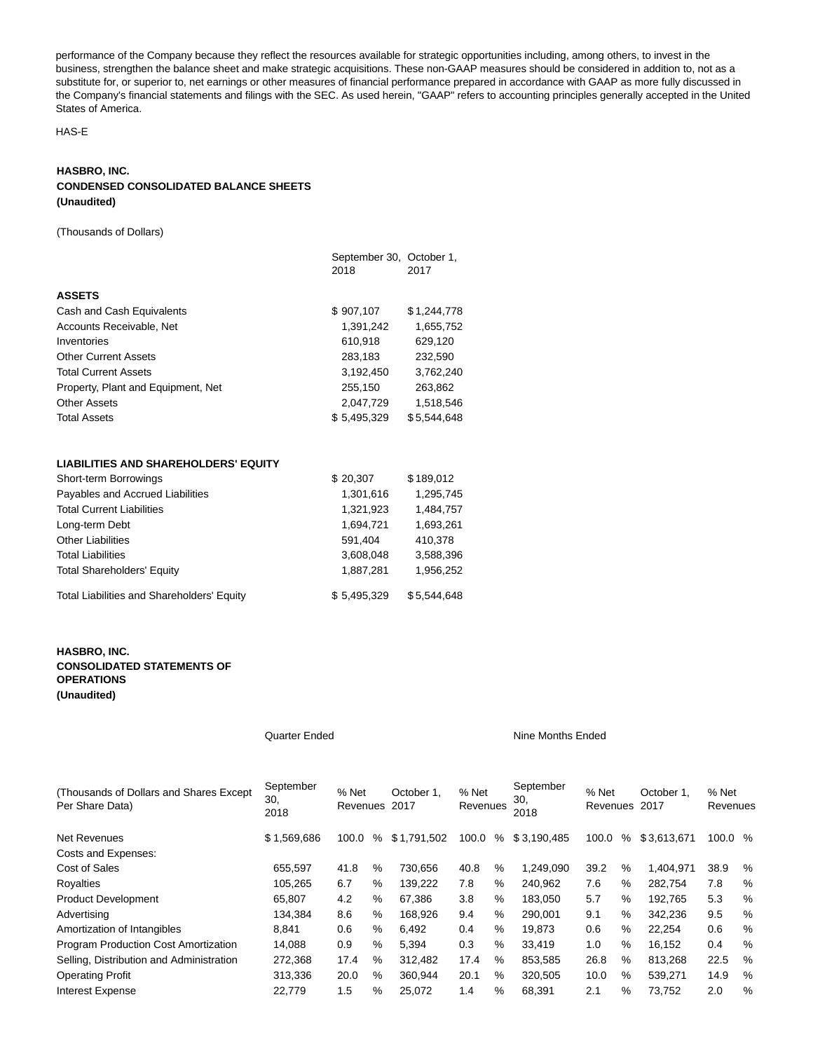performance of the Company because they reflect the resources available for strategic opportunities including, among others, to invest in the business, strengthen the balance sheet and make strategic acquisitions. These non-GAAP measures should be considered in addition to, not as a substitute for, or superior to, net earnings or other measures of financial performance prepared in accordance with GAAP as more fully discussed in the Company's financial statements and filings with the SEC. As used herein, "GAAP" refers to accounting principles generally accepted in the United States of America.

HAS-E

**HASBRO, INC.**
**CONDENSED CONSOLIDATED BALANCE SHEETS**
**(Unaudited)**

(Thousands of Dollars)

| | September 30, 2018 | October 1, 2017 |
|---|---|---|
| **ASSETS** | | |
| Cash and Cash Equivalents | $ 907,107 | $ 1,244,778 |
| Accounts Receivable, Net | 1,391,242 | 1,655,752 |
| Inventories | 610,918 | 629,120 |
| Other Current Assets | 283,183 | 232,590 |
| Total Current Assets | 3,192,450 | 3,762,240 |
| Property, Plant and Equipment, Net | 255,150 | 263,862 |
| Other Assets | 2,047,729 | 1,518,546 |
| Total Assets | $ 5,495,329 | $ 5,544,648 |
| | | |
| **LIABILITIES AND SHAREHOLDERS' EQUITY** | | |
| Short-term Borrowings | $ 20,307 | $ 189,012 |
| Payables and Accrued Liabilities | 1,301,616 | 1,295,745 |
| Total Current Liabilities | 1,321,923 | 1,484,757 |
| Long-term Debt | 1,694,721 | 1,693,261 |
| Other Liabilities | 591,404 | 410,378 |
| Total Liabilities | 3,608,048 | 3,588,396 |
| Total Shareholders' Equity | 1,887,281 | 1,956,252 |
| Total Liabilities and Shareholders' Equity | $ 5,495,329 | $ 5,544,648 |

**HASBRO, INC.**
**CONSOLIDATED STATEMENTS OF OPERATIONS**
**(Unaudited)**

| | Quarter Ended | | | | | | Nine Months Ended | | | | | |
|---|---|---|---|---|---|---|---|---|---|---|---|---|
| (Thousands of Dollars and Shares Except Per Share Data) | September 30, 2018 | % Net Revenues | | October 1, 2017 | % Net Revenues | | September 30, 2018 | % Net Revenues | | October 1, 2017 | % Net Revenues | |
| Net Revenues | $ 1,569,686 | 100.0 | % | $ 1,791,502 | 100.0 | % | $ 3,190,485 | 100.0 | % | $ 3,613,671 | 100.0 | % |
| Costs and Expenses: | | | | | | | | | | | | |
| Cost of Sales | 655,597 | 41.8 | % | 730,656 | 40.8 | % | 1,249,090 | 39.2 | % | 1,404,971 | 38.9 | % |
| Royalties | 105,265 | 6.7 | % | 139,222 | 7.8 | % | 240,962 | 7.6 | % | 282,754 | 7.8 | % |
| Product Development | 65,807 | 4.2 | % | 67,386 | 3.8 | % | 183,050 | 5.7 | % | 192,765 | 5.3 | % |
| Advertising | 134,384 | 8.6 | % | 168,926 | 9.4 | % | 290,001 | 9.1 | % | 342,236 | 9.5 | % |
| Amortization of Intangibles | 8,841 | 0.6 | % | 6,492 | 0.4 | % | 19,873 | 0.6 | % | 22,254 | 0.6 | % |
| Program Production Cost Amortization | 14,088 | 0.9 | % | 5,394 | 0.3 | % | 33,419 | 1.0 | % | 16,152 | 0.4 | % |
| Selling, Distribution and Administration | 272,368 | 17.4 | % | 312,482 | 17.4 | % | 853,585 | 26.8 | % | 813,268 | 22.5 | % |
| Operating Profit | 313,336 | 20.0 | % | 360,944 | 20.1 | % | 320,505 | 10.0 | % | 539,271 | 14.9 | % |
| Interest Expense | 22,779 | 1.5 | % | 25,072 | 1.4 | % | 68,391 | 2.1 | % | 73,752 | 2.0 | % |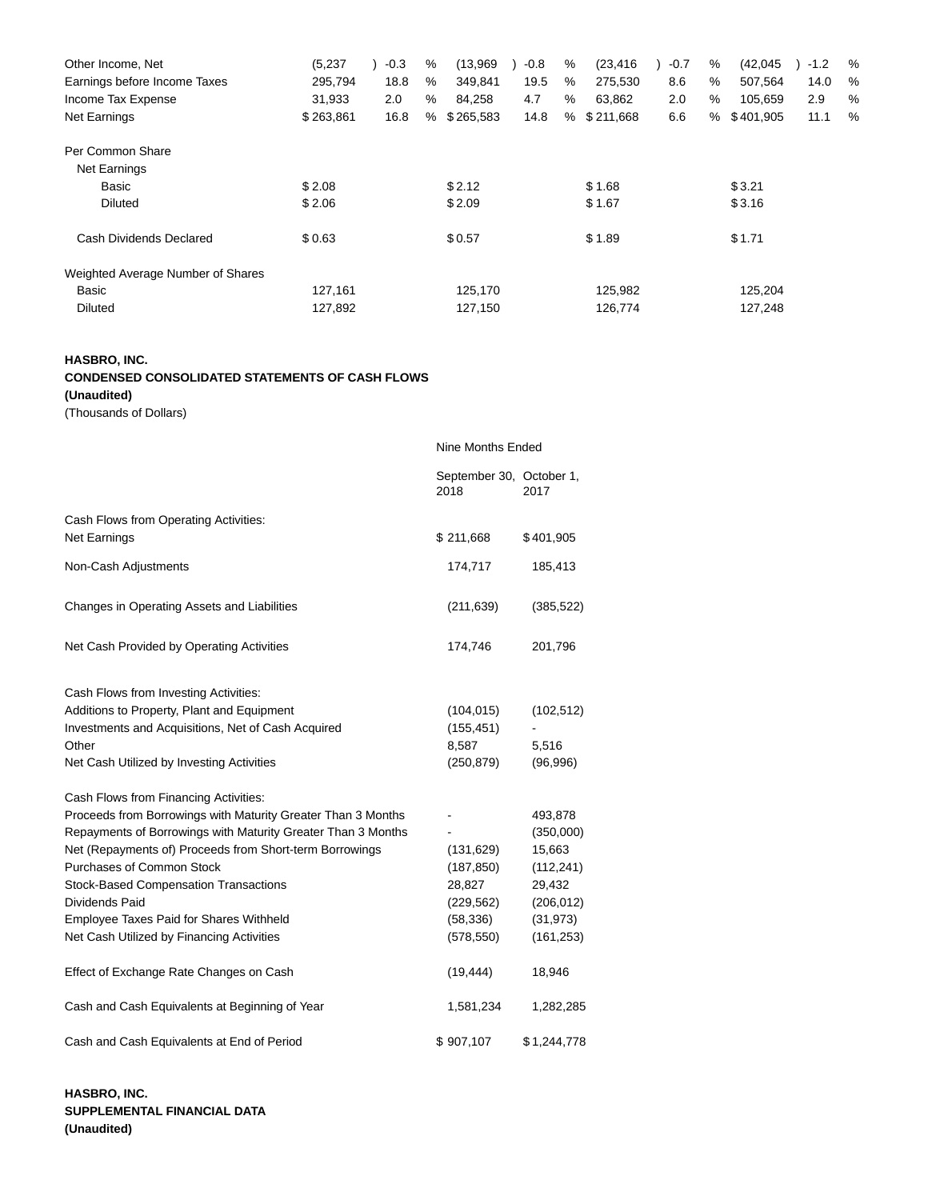| | | | | | | | | | | | | |
|---|---|---|---|---|---|---|---|---|---|---|---|---|
| Other Income, Net | (5,237 | ) -0.3 | % | (13,969 | ) -0.8 | % | (23,416 | ) -0.7 | % | (42,045 | ) -1.2 | % |
| Earnings before Income Taxes | 295,794 | 18.8 | % | 349,841 | 19.5 | % | 275,530 | 8.6 | % | 507,564 | 14.0 | % |
| Income Tax Expense | 31,933 | 2.0 | % | 84,258 | 4.7 | % | 63,862 | 2.0 | % | 105,659 | 2.9 | % |
| Net Earnings | $ 263,861 | 16.8 | % | $ 265,583 | 14.8 | % | $ 211,668 | 6.6 | % | $ 401,905 | 11.1 | % |
| Per Common Share | | | | | | | | | | | | |
| Net Earnings | | | | | | | | | | | | |
| Basic | $ 2.08 | | | $ 2.12 | | | $ 1.68 | | | $ 3.21 | | |
| Diluted | $ 2.06 | | | $ 2.09 | | | $ 1.67 | | | $ 3.16 | | |
| Cash Dividends Declared | $ 0.63 | | | $ 0.57 | | | $ 1.89 | | | $ 1.71 | | |
| Weighted Average Number of Shares | | | | | | | | | | | | |
| Basic | 127,161 | | | 125,170 | | | 125,982 | | | 125,204 | | |
| Diluted | 127,892 | | | 127,150 | | | 126,774 | | | 127,248 | | |

**HASBRO, INC.**
**CONDENSED CONSOLIDATED STATEMENTS OF CASH FLOWS**
**(Unaudited)**
(Thousands of Dollars)

| | Nine Months Ended | |
|---|---|---|
| | September 30, 2018 | October 1, 2017 |
| Cash Flows from Operating Activities: | | |
| Net Earnings | $ 211,668 | $ 401,905 |
| Non-Cash Adjustments | 174,717 | 185,413 |
| Changes in Operating Assets and Liabilities | (211,639) | (385,522) |
| Net Cash Provided by Operating Activities | 174,746 | 201,796 |
| Cash Flows from Investing Activities: | | |
| Additions to Property, Plant and Equipment | (104,015) | (102,512) |
| Investments and Acquisitions, Net of Cash Acquired | (155,451) | - |
| Other | 8,587 | 5,516 |
| Net Cash Utilized by Investing Activities | (250,879) | (96,996) |
| Cash Flows from Financing Activities: | | |
| Proceeds from Borrowings with Maturity Greater Than 3 Months | - | 493,878 |
| Repayments of Borrowings with Maturity Greater Than 3 Months | - | (350,000) |
| Net (Repayments of) Proceeds from Short-term Borrowings | (131,629) | 15,663 |
| Purchases of Common Stock | (187,850) | (112,241) |
| Stock-Based Compensation Transactions | 28,827 | 29,432 |
| Dividends Paid | (229,562) | (206,012) |
| Employee Taxes Paid for Shares Withheld | (58,336) | (31,973) |
| Net Cash Utilized by Financing Activities | (578,550) | (161,253) |
| Effect of Exchange Rate Changes on Cash | (19,444) | 18,946 |
| Cash and Cash Equivalents at Beginning of Year | 1,581,234 | 1,282,285 |
| Cash and Cash Equivalents at End of Period | $ 907,107 | $ 1,244,778 |

**HASBRO, INC.**
**SUPPLEMENTAL FINANCIAL DATA**
**(Unaudited)**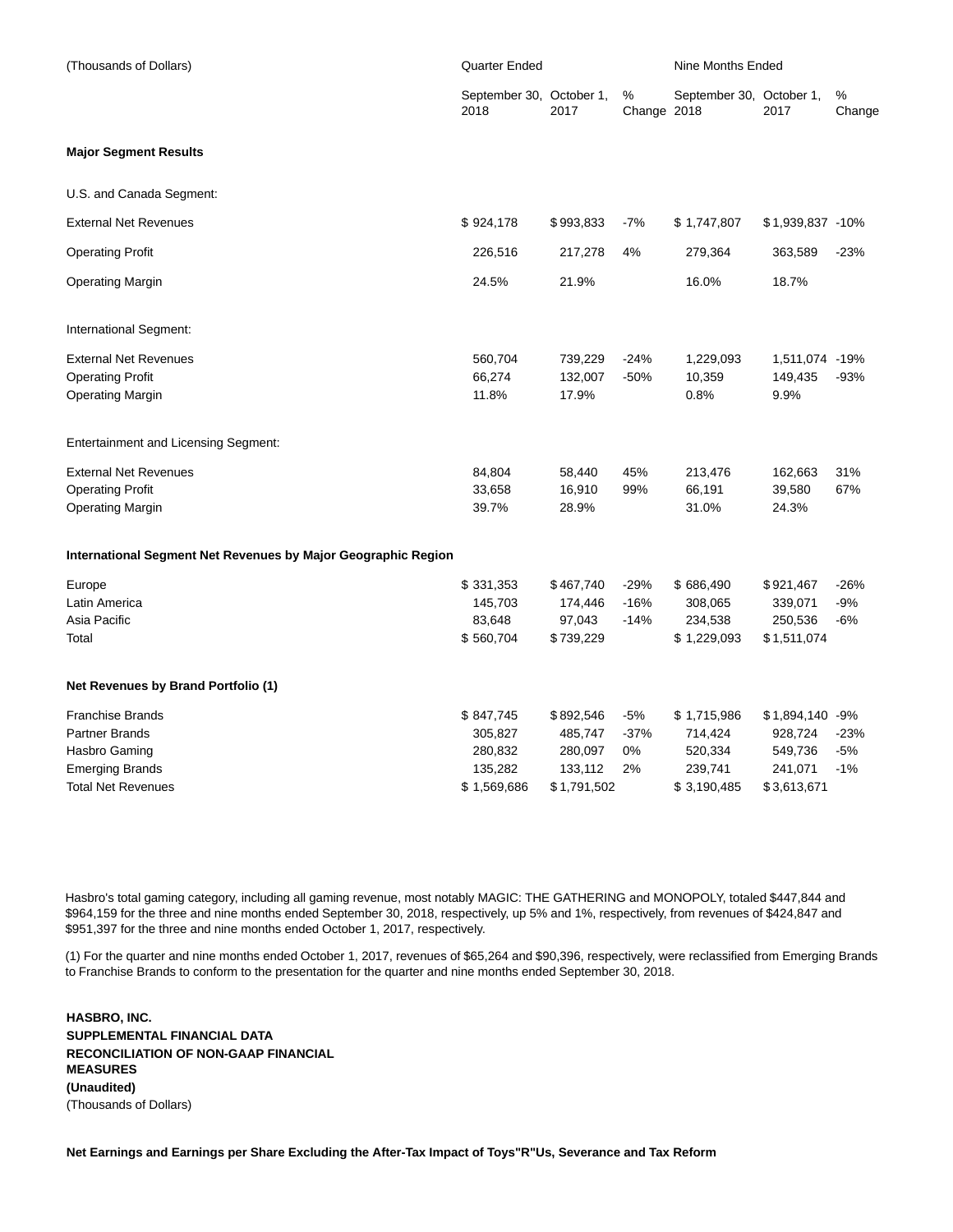| (Thousands of Dollars) | Quarter Ended | | | Nine Months Ended | | |
|---|---|---|---|---|---|---|
| | September 30, 2018 | October 1, 2017 | % Change | September 30, 2018 | October 1, 2017 | % Change |
| **Major Segment Results** | | | | | | |
| U.S. and Canada Segment: | | | | | | |
| External Net Revenues | $ 924,178 | $ 993,833 | -7% | $ 1,747,807 | $ 1,939,837 | -10% |
| Operating Profit | 226,516 | 217,278 | 4% | 279,364 | 363,589 | -23% |
| Operating Margin | 24.5% | 21.9% | | 16.0% | 18.7% | |
| International Segment: | | | | | | |
| External Net Revenues | 560,704 | 739,229 | -24% | 1,229,093 | 1,511,074 | -19% |
| Operating Profit | 66,274 | 132,007 | -50% | 10,359 | 149,435 | -93% |
| Operating Margin | 11.8% | 17.9% | | 0.8% | 9.9% | |
| Entertainment and Licensing Segment: | | | | | | |
| External Net Revenues | 84,804 | 58,440 | 45% | 213,476 | 162,663 | 31% |
| Operating Profit | 33,658 | 16,910 | 99% | 66,191 | 39,580 | 67% |
| Operating Margin | 39.7% | 28.9% | | 31.0% | 24.3% | |
| **International Segment Net Revenues by Major Geographic Region** | | | | | | |
| Europe | $ 331,353 | $ 467,740 | -29% | $ 686,490 | $ 921,467 | -26% |
| Latin America | 145,703 | 174,446 | -16% | 308,065 | 339,071 | -9% |
| Asia Pacific | 83,648 | 97,043 | -14% | 234,538 | 250,536 | -6% |
| Total | $ 560,704 | $ 739,229 | | $ 1,229,093 | $ 1,511,074 | |
| **Net Revenues by Brand Portfolio (1)** | | | | | | |
| Franchise Brands | $ 847,745 | $ 892,546 | -5% | $ 1,715,986 | $ 1,894,140 | -9% |
| Partner Brands | 305,827 | 485,747 | -37% | 714,424 | 928,724 | -23% |
| Hasbro Gaming | 280,832 | 280,097 | 0% | 520,334 | 549,736 | -5% |
| Emerging Brands | 135,282 | 133,112 | 2% | 239,741 | 241,071 | -1% |
| Total Net Revenues | $ 1,569,686 | $ 1,791,502 | | $ 3,190,485 | $ 3,613,671 | |

Hasbro's total gaming category, including all gaming revenue, most notably MAGIC: THE GATHERING and MONOPOLY, totaled $447,844 and $964,159 for the three and nine months ended September 30, 2018, respectively, up 5% and 1%, respectively, from revenues of $424,847 and $951,397 for the three and nine months ended October 1, 2017, respectively.

(1) For the quarter and nine months ended October 1, 2017, revenues of $65,264 and $90,396, respectively, were reclassified from Emerging Brands to Franchise Brands to conform to the presentation for the quarter and nine months ended September 30, 2018.

**HASBRO, INC.**
**SUPPLEMENTAL FINANCIAL DATA**
**RECONCILIATION OF NON-GAAP FINANCIAL MEASURES**
**(Unaudited)**
(Thousands of Dollars)

**Net Earnings and Earnings per Share Excluding the After-Tax Impact of Toys"R"Us, Severance and Tax Reform**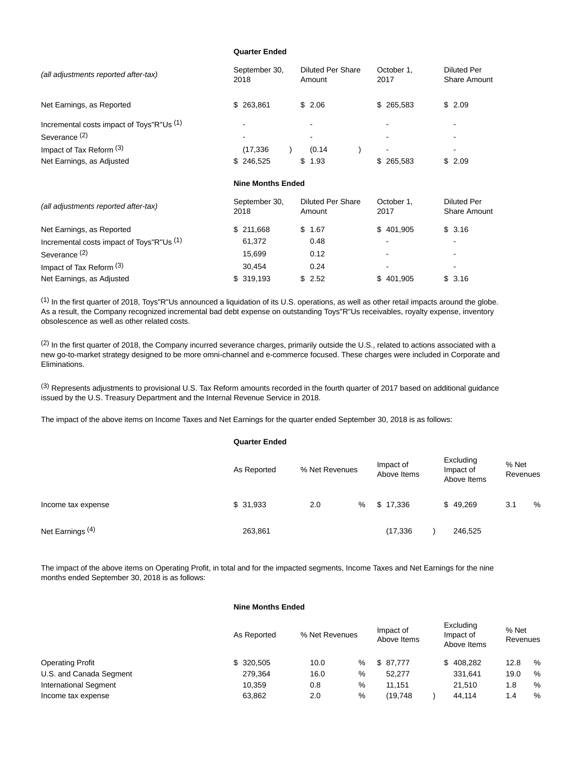| | **Quarter Ended** | | | |
|---|---|---|---|---|
| *(all adjustments reported after-tax)* | September 30, 2018 | Diluted Per Share Amount | October 1, 2017 | Diluted Per Share Amount |
| Net Earnings, as Reported | $ 263,861 | $ 2.06 | $ 265,583 | $ 2.09 |
| Incremental costs impact of Toys"R"Us [1] | - | - | - | - |
| Severance [2] | - | - | - | - |
| Impact of Tax Reform [3] | (17,336 ) | (0.14 ) | - | - |
| Net Earnings, as Adjusted | $ 246,525 | $ 1.93 | $ 265,583 | $ 2.09 |

| | **Nine Months Ended** | | | |
|---|---|---|---|---|
| *(all adjustments reported after-tax)* | September 30, 2018 | Diluted Per Share Amount | October 1, 2017 | Diluted Per Share Amount |
| Net Earnings, as Reported | $ 211,668 | $ 1.67 | $ 401,905 | $ 3.16 |
| Incremental costs impact of Toys"R"Us [1] | 61,372 | 0.48 | - | - |
| Severance [2] | 15,699 | 0.12 | - | - |
| Impact of Tax Reform [3] | 30,454 | 0.24 | - | - |
| Net Earnings, as Adjusted | $ 319,193 | $ 2.52 | $ 401,905 | $ 3.16 |

[1] In the first quarter of 2018, Toys"R"Us announced a liquidation of its U.S. operations, as well as other retail impacts around the globe. As a result, the Company recognized incremental bad debt expense on outstanding Toys"R"Us receivables, royalty expense, inventory obsolescence as well as other related costs.

[2] In the first quarter of 2018, the Company incurred severance charges, primarily outside the U.S., related to actions associated with a new go-to-market strategy designed to be more omni-channel and e-commerce focused. These charges were included in Corporate and Eliminations.

[3] Represents adjustments to provisional U.S. Tax Reform amounts recorded in the fourth quarter of 2017 based on additional guidance issued by the U.S. Treasury Department and the Internal Revenue Service in 2018.

The impact of the above items on Income Taxes and Net Earnings for the quarter ended September 30, 2018 is as follows:

| | **Quarter Ended** | | | | |
|---|---|---|---|---|---|
| | As Reported | % Net Revenues | Impact of Above Items | Excluding Impact of Above Items | % Net Revenues |
| Income tax expense | $ 31,933 | 2.0 % | $ 17,336 | $ 49,269 | 3.1 % |
| Net Earnings [4] | 263,861 | | (17,336 ) | 246,525 | |

The impact of the above items on Operating Profit, in total and for the impacted segments, Income Taxes and Net Earnings for the nine months ended September 30, 2018 is as follows:

| | **Nine Months Ended** | | | | |
|---|---|---|---|---|---|
| | As Reported | % Net Revenues | Impact of Above Items | Excluding Impact of Above Items | % Net Revenues |
| Operating Profit | $ 320,505 | 10.0 % | $ 87,777 | $ 408,282 | 12.8 % |
| U.S. and Canada Segment | 279,364 | 16.0 % | 52,277 | 331,641 | 19.0 % |
| International Segment | 10,359 | 0.8 % | 11,151 | 21,510 | 1.8 % |
| Income tax expense | 63,862 | 2.0 % | (19,748 ) | 44,114 | 1.4 % |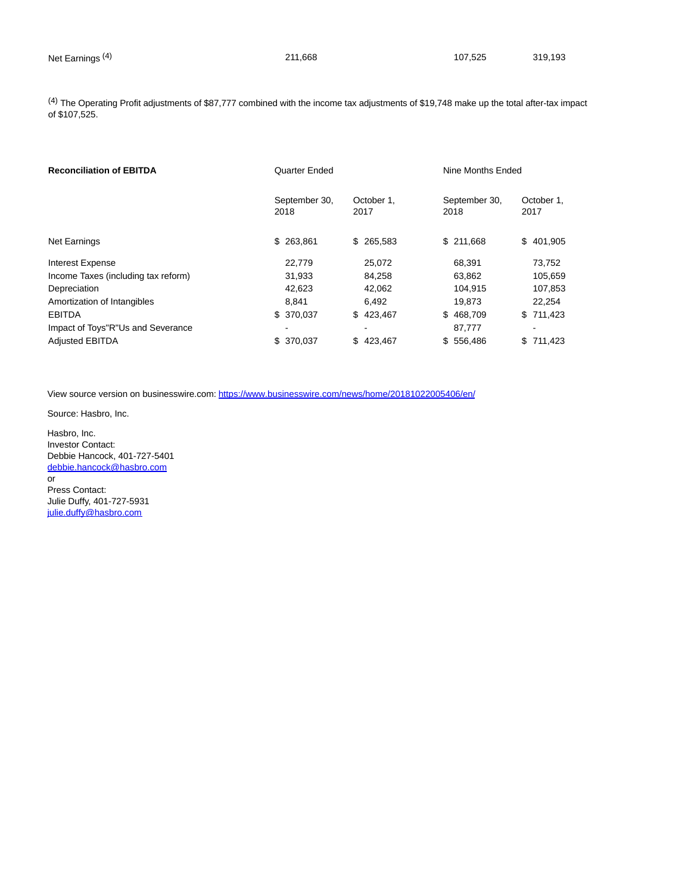| | | | |
|---|---|---|---|
| Net Earnings [4] | 211,668 | 107,525 | 319,193 |

[4] The Operating Profit adjustments of $87,777 combined with the income tax adjustments of $19,748 make up the total after-tax impact of $107,525.

| **Reconciliation of EBITDA** | Quarter Ended | | Nine Months Ended | |
|---|---|---|---|---|
| | September 30, 2018 | October 1, 2017 | September 30, 2018 | October 1, 2017 |
| Net Earnings | $ 263,861 | $ 265,583 | $ 211,668 | $ 401,905 |
| Interest Expense | 22,779 | 25,072 | 68,391 | 73,752 |
| Income Taxes (including tax reform) | 31,933 | 84,258 | 63,862 | 105,659 |
| Depreciation | 42,623 | 42,062 | 104,915 | 107,853 |
| Amortization of Intangibles | 8,841 | 6,492 | 19,873 | 22,254 |
| EBITDA | $ 370,037 | $ 423,467 | $ 468,709 | $ 711,423 |
| Impact of Toys"R"Us and Severance | - | - | 87,777 | - |
| Adjusted EBITDA | $ 370,037 | $ 423,467 | $ 556,486 | $ 711,423 |

View source version on businesswire.com: https://www.businesswire.com/news/home/20181022005406/en/

Source: Hasbro, Inc.

Hasbro, Inc.
Investor Contact:
Debbie Hancock, 401-727-5401
debbie.hancock@hasbro.com
or
Press Contact:
Julie Duffy, 401-727-5931
julie.duffy@hasbro.com